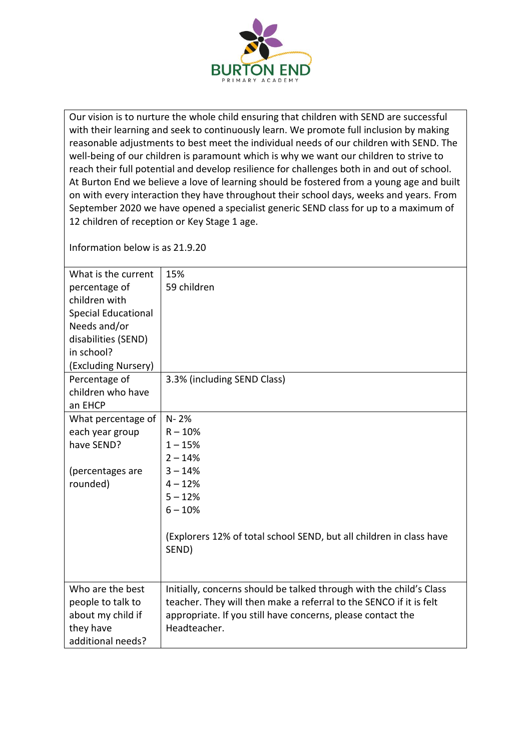# BURTON END

PRIMARY ACADEMY

Our vision is to nurture the whole child ensuring that children with SEND are successful with their learning and seek to continuously learn. We promote full inclusion by making reasonable adjustments to best meet the individual needs of our children with SEND. The well-being of our children is paramount which is why we want our children to strive to reach their full potential and develop resilience for challenges both in and out of school. At Burton End we believe a love of learning should be fostered from a young age and built on with every interaction they have throughout their school days, weeks and years. From September 2020 we have opened a specialist generic SEND class for up to a maximum of 12 children of reception or Key Stage 1 age.

Information below is as 21.9.20

| | |
|---|---|
| What is the current percentage of children with Special Educational Needs and/or disabilities (SEND) in school? (Excluding Nursery) | 15%<br>59 children |
| Percentage of children who have an EHCP | 3.3% (including SEND Class) |
| What percentage of each year group have SEND?<br><br>(percentages are rounded) | N- 2%<br>R – 10%<br>1 – 15%<br>2 – 14%<br>3 – 14%<br>4 – 12%<br>5 – 12%<br>6 – 10%<br><br>(Explorers 12% of total school SEND, but all children in class have SEND) |
| Who are the best people to talk to about my child if they have additional needs? | Initially, concerns should be talked through with the child's Class teacher. They will then make a referral to the SENCO if it is felt appropriate. If you still have concerns, please contact the Headteacher. |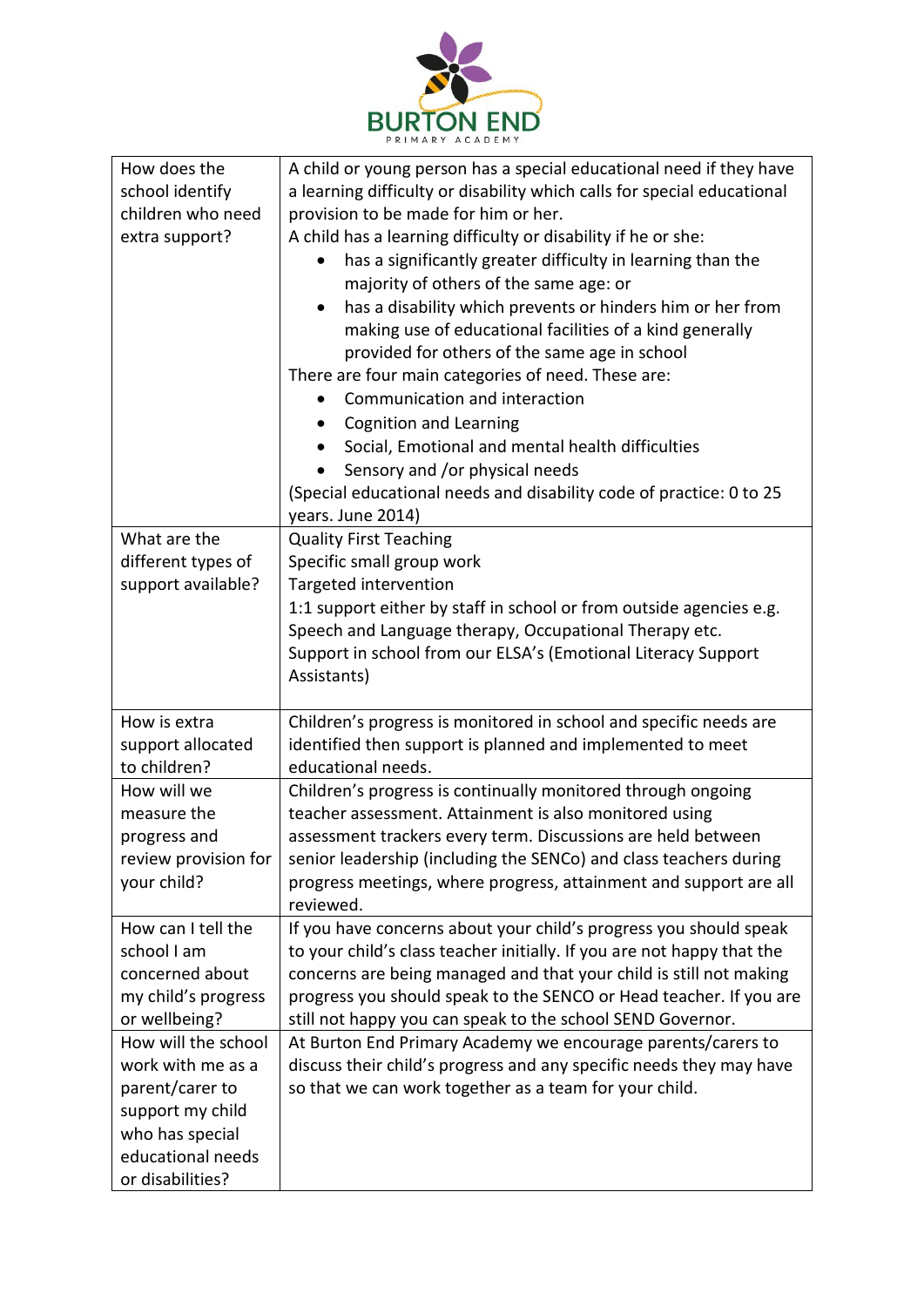| How does the school identify children who need extra support? | A child or young person has a special educational need if they have a learning difficulty or disability which calls for special educational provision to be made for him or her.<br>A child has a learning difficulty or disability if he or she:<br>• has a significantly greater difficulty in learning than the majority of others of the same age: or<br>• has a disability which prevents or hinders him or her from making use of educational facilities of a kind generally provided for others of the same age in school<br>There are four main categories of need. These are:<br>• Communication and interaction<br>• Cognition and Learning<br>• Social, Emotional and mental health difficulties<br>• Sensory and /or physical needs<br>(Special educational needs and disability code of practice: 0 to 25 years. June 2014) |
|---|---|
| What are the different types of support available? | Quality First Teaching<br>Specific small group work<br>Targeted intervention<br>1:1 support either by staff in school or from outside agencies e.g. Speech and Language therapy, Occupational Therapy etc.<br>Support in school from our ELSA's (Emotional Literacy Support Assistants) |
| How is extra support allocated to children? | Children's progress is monitored in school and specific needs are identified then support is planned and implemented to meet educational needs. |
| How will we measure the progress and review provision for your child? | Children's progress is continually monitored through ongoing teacher assessment. Attainment is also monitored using assessment trackers every term. Discussions are held between senior leadership (including the SENCo) and class teachers during progress meetings, where progress, attainment and support are all reviewed. |
| How can I tell the school I am concerned about my child's progress or wellbeing? | If you have concerns about your child's progress you should speak to your child's class teacher initially. If you are not happy that the concerns are being managed and that your child is still not making progress you should speak to the SENCO or Head teacher. If you are still not happy you can speak to the school SEND Governor. |
| How will the school work with me as a parent/carer to support my child who has special educational needs or disabilities? | At Burton End Primary Academy we encourage parents/carers to discuss their child's progress and any specific needs they may have so that we can work together as a team for your child. |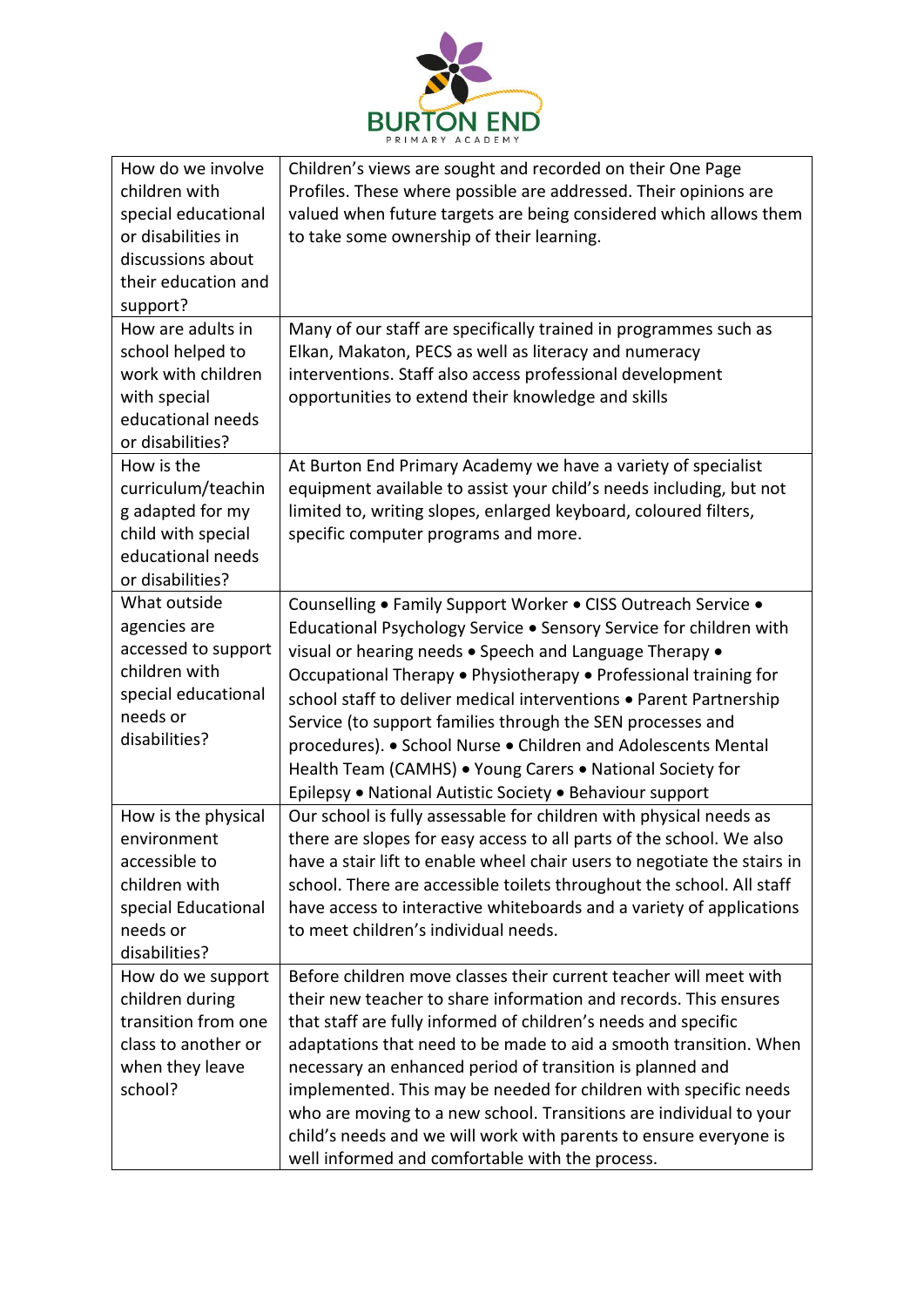| How do we involve children with special educational or disabilities in discussions about their education and support? | Children's views are sought and recorded on their One Page Profiles. These where possible are addressed. Their opinions are valued when future targets are being considered which allows them to take some ownership of their learning. |
|---|---|
| How are adults in school helped to work with children with special educational needs or disabilities? | Many of our staff are specifically trained in programmes such as Elkan, Makaton, PECS as well as literacy and numeracy interventions. Staff also access professional development opportunities to extend their knowledge and skills |
| How is the curriculum/teaching adapted for my child with special educational needs or disabilities? | At Burton End Primary Academy we have a variety of specialist equipment available to assist your child's needs including, but not limited to, writing slopes, enlarged keyboard, coloured filters, specific computer programs and more. |
| What outside agencies are accessed to support children with special educational needs or disabilities? | Counselling • Family Support Worker • CISS Outreach Service • Educational Psychology Service • Sensory Service for children with visual or hearing needs • Speech and Language Therapy • Occupational Therapy • Physiotherapy • Professional training for school staff to deliver medical interventions • Parent Partnership Service (to support families through the SEN processes and procedures). • School Nurse • Children and Adolescents Mental Health Team (CAMHS) • Young Carers • National Society for Epilepsy • National Autistic Society • Behaviour support |
| How is the physical environment accessible to children with special Educational needs or disabilities? | Our school is fully assessable for children with physical needs as there are slopes for easy access to all parts of the school. We also have a stair lift to enable wheel chair users to negotiate the stairs in school. There are accessible toilets throughout the school. All staff have access to interactive whiteboards and a variety of applications to meet children's individual needs. |
| How do we support children during transition from one class to another or when they leave school? | Before children move classes their current teacher will meet with their new teacher to share information and records. This ensures that staff are fully informed of children's needs and specific adaptations that need to be made to aid a smooth transition. When necessary an enhanced period of transition is planned and implemented. This may be needed for children with specific needs who are moving to a new school. Transitions are individual to your child's needs and we will work with parents to ensure everyone is well informed and comfortable with the process. |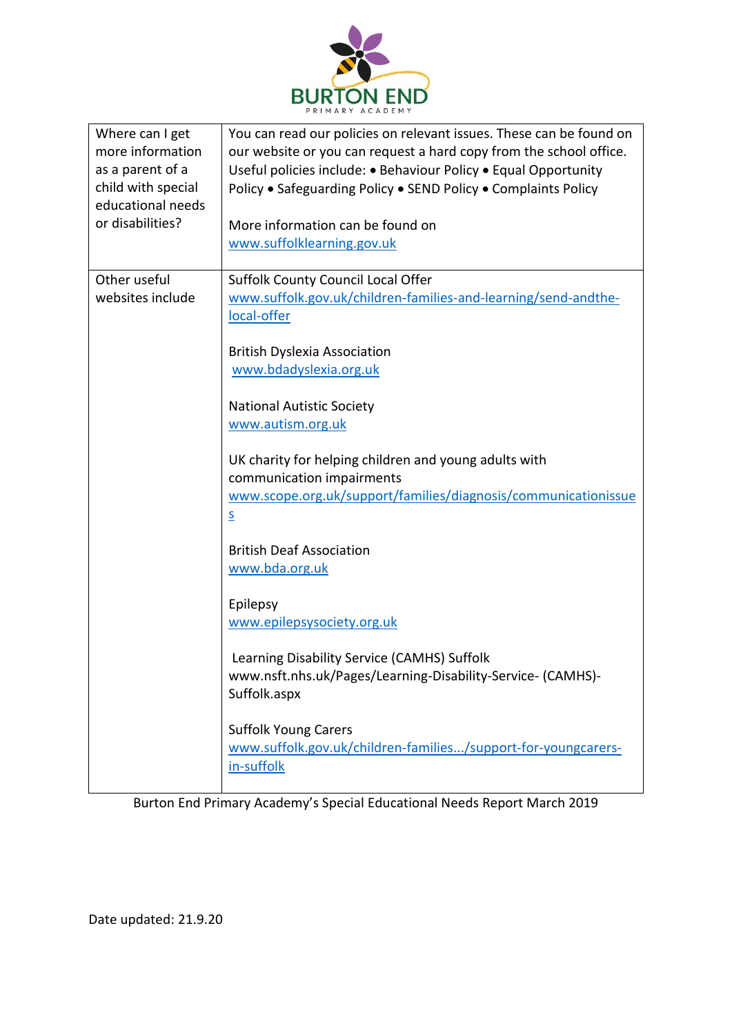| Where can I get more information as a parent of a child with special educational needs or disabilities? | You can read our policies on relevant issues. These can be found on our website or you can request a hard copy from the school office. Useful policies include: • Behaviour Policy • Equal Opportunity Policy • Safeguarding Policy • SEND Policy • Complaints Policy<br><br>More information can be found on www.suffolklearning.gov.uk |
|---|---|
| Other useful websites include | Suffolk County Council Local Offer<br>www.suffolk.gov.uk/children-families-and-learning/send-andthe-local-offer<br><br>British Dyslexia Association<br>www.bdadyslexia.org.uk<br><br>National Autistic Society<br>www.autism.org.uk<br><br>UK charity for helping children and young adults with communication impairments<br>www.scope.org.uk/support/families/diagnosis/communicationissues<br><br>British Deaf Association<br>www.bda.org.uk<br><br>Epilepsy<br>www.epilepsysociety.org.uk<br><br>Learning Disability Service (CAMHS) Suffolk<br>www.nsft.nhs.uk/Pages/Learning-Disability-Service- (CAMHS)-Suffolk.aspx<br><br>Suffolk Young Carers<br>www.suffolk.gov.uk/children-families.../support-for-youngcarers-in-suffolk |

Burton End Primary Academy's Special Educational Needs Report March 2019

Date updated: 21.9.20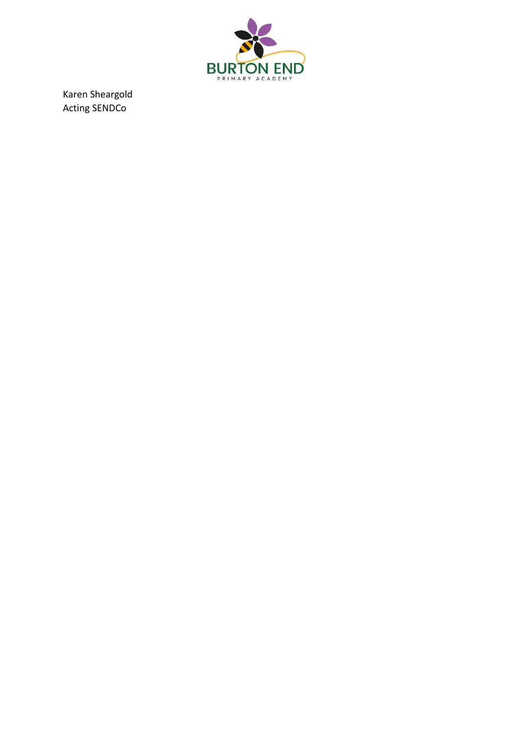Karen Sheargold
Acting SENDCo